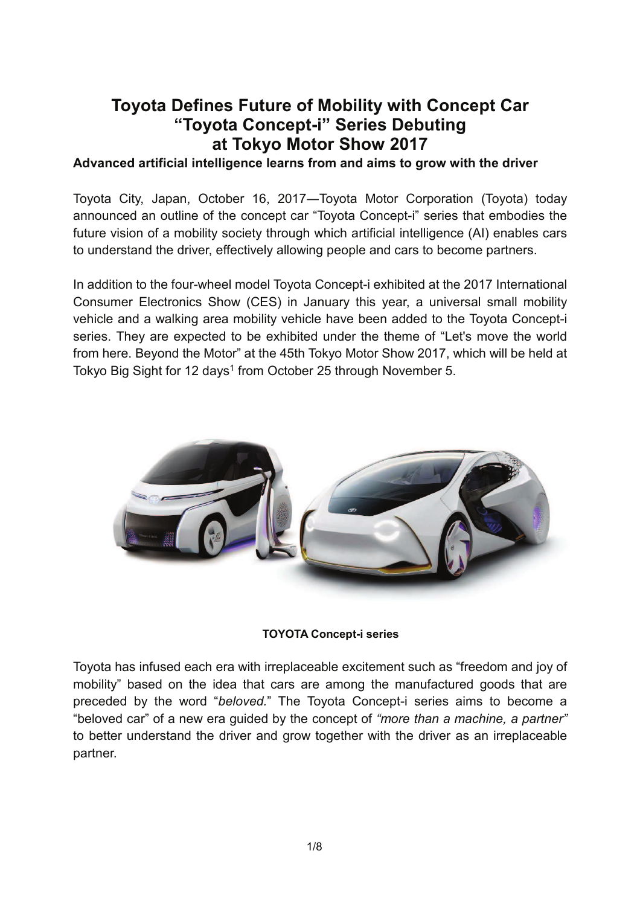# Toyota Defines Future of Mobility with Concept Car "Toyota Concept-i" Series Debuting at Tokyo Motor Show 2017

**Advanced artificial intelligence learns from and aims to grow with the driver**

Toyota City, Japan, October 16, 2017—Toyota Motor Corporation (Toyota) today announced an outline of the concept car "Toyota Concept-i" series that embodies the future vision of a mobility society through which artificial intelligence (AI) enables cars to understand the driver, effectively allowing people and cars to become partners.

In addition to the four-wheel model Toyota Concept-i exhibited at the 2017 International Consumer Electronics Show (CES) in January this year, a universal small mobility vehicle and a walking area mobility vehicle have been added to the Toyota Concept-i series. They are expected to be exhibited under the theme of "Let's move the world from here. Beyond the Motor" at the 45th Tokyo Motor Show 2017, which will be held at Tokyo Big Sight for 12 days[1] from October 25 through November 5.

**TOYOTA Concept-i series**

Toyota has infused each era with irreplaceable excitement such as "freedom and joy of mobility" based on the idea that cars are among the manufactured goods that are preceded by the word "*beloved.*" The Toyota Concept-i series aims to become a "beloved car" of a new era guided by the concept of *"more than a machine, a partner"* to better understand the driver and grow together with the driver as an irreplaceable partner.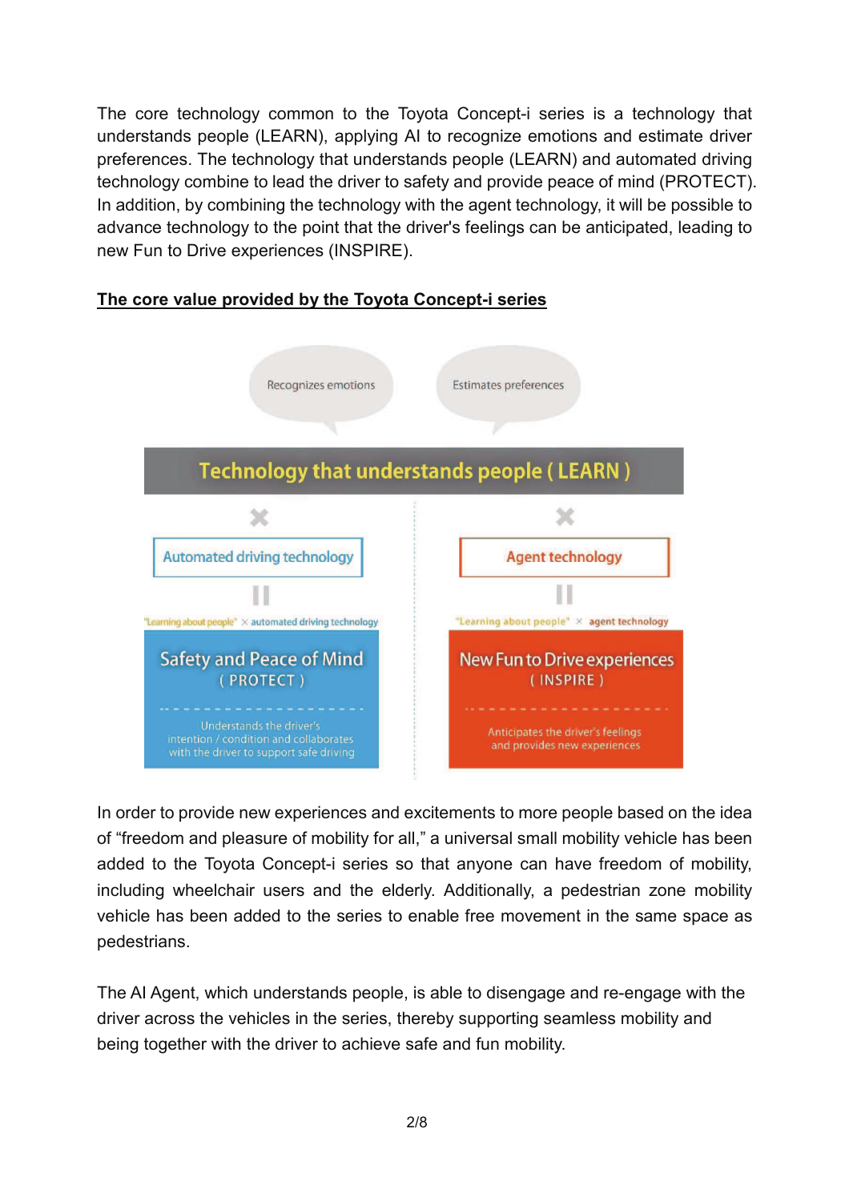The core technology common to the Toyota Concept-i series is a technology that understands people (LEARN), applying AI to recognize emotions and estimate driver preferences. The technology that understands people (LEARN) and automated driving technology combine to lead the driver to safety and provide peace of mind (PROTECT). In addition, by combining the technology with the agent technology, it will be possible to advance technology to the point that the driver's feelings can be anticipated, leading to new Fun to Drive experiences (INSPIRE).

**<u>The core value provided by the Toyota Concept-i series</u>**

Recognizes emotions

Estimates preferences

**Technology that understands people ( LEARN )**

×

Automated driving technology

=

"Learning about people" × automated driving technology

**Safety and Peace of Mind ( PROTECT )**

Understands the driver's intention / condition and collaborates with the driver to support safe driving

×

Agent technology

=

"Learning about people" × agent technology

**New Fun to Drive experiences ( INSPIRE )**

Anticipates the driver's feelings and provides new experiences

In order to provide new experiences and excitements to more people based on the idea of "freedom and pleasure of mobility for all," a universal small mobility vehicle has been added to the Toyota Concept-i series so that anyone can have freedom of mobility, including wheelchair users and the elderly. Additionally, a pedestrian zone mobility vehicle has been added to the series to enable free movement in the same space as pedestrians.

The AI Agent, which understands people, is able to disengage and re-engage with the driver across the vehicles in the series, thereby supporting seamless mobility and being together with the driver to achieve safe and fun mobility.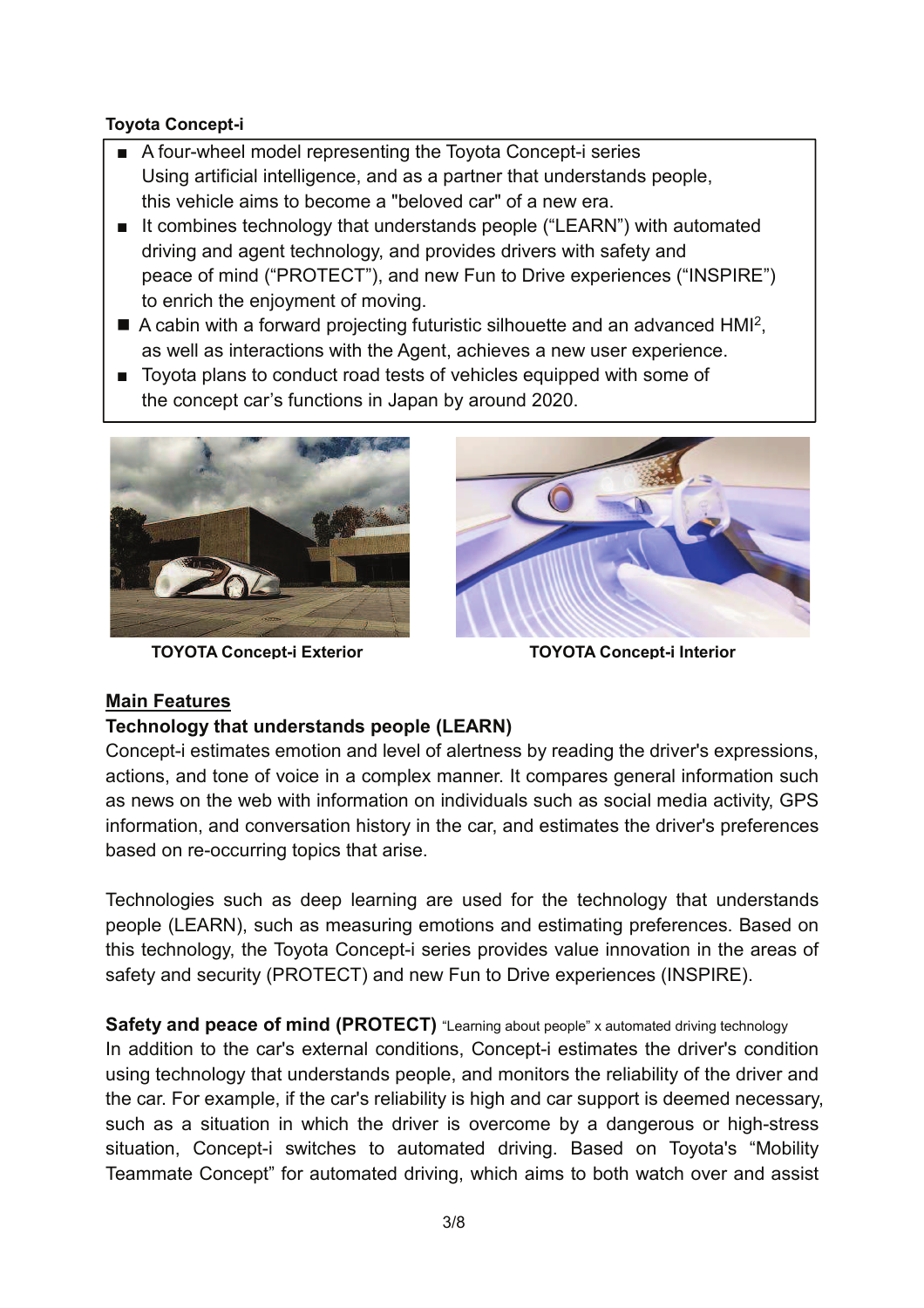**Toyota Concept-i**

- A four-wheel model representing the Toyota Concept-i series
  Using artificial intelligence, and as a partner that understands people, this vehicle aims to become a "beloved car" of a new era.
- It combines technology that understands people ("LEARN") with automated driving and agent technology, and provides drivers with safety and peace of mind ("PROTECT"), and new Fun to Drive experiences ("INSPIRE") to enrich the enjoyment of moving.
- A cabin with a forward projecting futuristic silhouette and an advanced HMI[2], as well as interactions with the Agent, achieves a new user experience.
- Toyota plans to conduct road tests of vehicles equipped with some of the concept car's functions in Japan by around 2020.

**TOYOTA Concept-i Exterior**

**TOYOTA Concept-i Interior**

## Main Features

### Technology that understands people (LEARN)

Concept-i estimates emotion and level of alertness by reading the driver's expressions, actions, and tone of voice in a complex manner. It compares general information such as news on the web with information on individuals such as social media activity, GPS information, and conversation history in the car, and estimates the driver's preferences based on re-occurring topics that arise.

Technologies such as deep learning are used for the technology that understands people (LEARN), such as measuring emotions and estimating preferences. Based on this technology, the Toyota Concept-i series provides value innovation in the areas of safety and security (PROTECT) and new Fun to Drive experiences (INSPIRE).

### Safety and peace of mind (PROTECT) "Learning about people" x automated driving technology

In addition to the car's external conditions, Concept-i estimates the driver's condition using technology that understands people, and monitors the reliability of the driver and the car. For example, if the car's reliability is high and car support is deemed necessary, such as a situation in which the driver is overcome by a dangerous or high-stress situation, Concept-i switches to automated driving. Based on Toyota's "Mobility Teammate Concept" for automated driving, which aims to both watch over and assist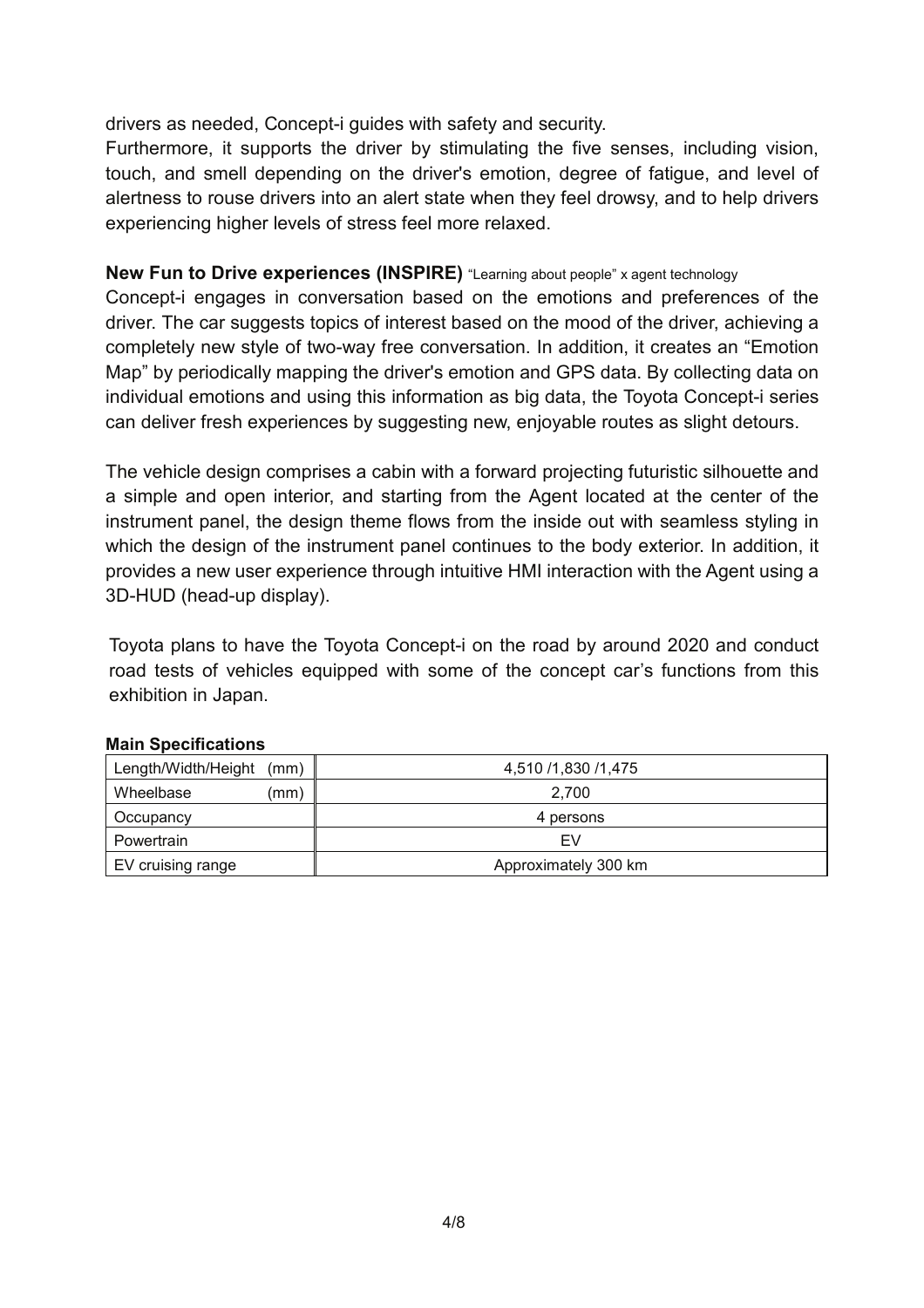drivers as needed, Concept-i guides with safety and security.

Furthermore, it supports the driver by stimulating the five senses, including vision, touch, and smell depending on the driver's emotion, degree of fatigue, and level of alertness to rouse drivers into an alert state when they feel drowsy, and to help drivers experiencing higher levels of stress feel more relaxed.

**New Fun to Drive experiences (INSPIRE)** "Learning about people" x agent technology

Concept-i engages in conversation based on the emotions and preferences of the driver. The car suggests topics of interest based on the mood of the driver, achieving a completely new style of two-way free conversation. In addition, it creates an "Emotion Map" by periodically mapping the driver's emotion and GPS data. By collecting data on individual emotions and using this information as big data, the Toyota Concept-i series can deliver fresh experiences by suggesting new, enjoyable routes as slight detours.

The vehicle design comprises a cabin with a forward projecting futuristic silhouette and a simple and open interior, and starting from the Agent located at the center of the instrument panel, the design theme flows from the inside out with seamless styling in which the design of the instrument panel continues to the body exterior. In addition, it provides a new user experience through intuitive HMI interaction with the Agent using a 3D-HUD (head-up display).

Toyota plans to have the Toyota Concept-i on the road by around 2020 and conduct road tests of vehicles equipped with some of the concept car's functions from this exhibition in Japan.

**Main Specifications**

| Length/Width/Height (mm) | 4,510 /1,830 /1,475 |
|---|---|
| Wheelbase (mm) | 2,700 |
| Occupancy | 4 persons |
| Powertrain | EV |
| EV cruising range | Approximately 300 km |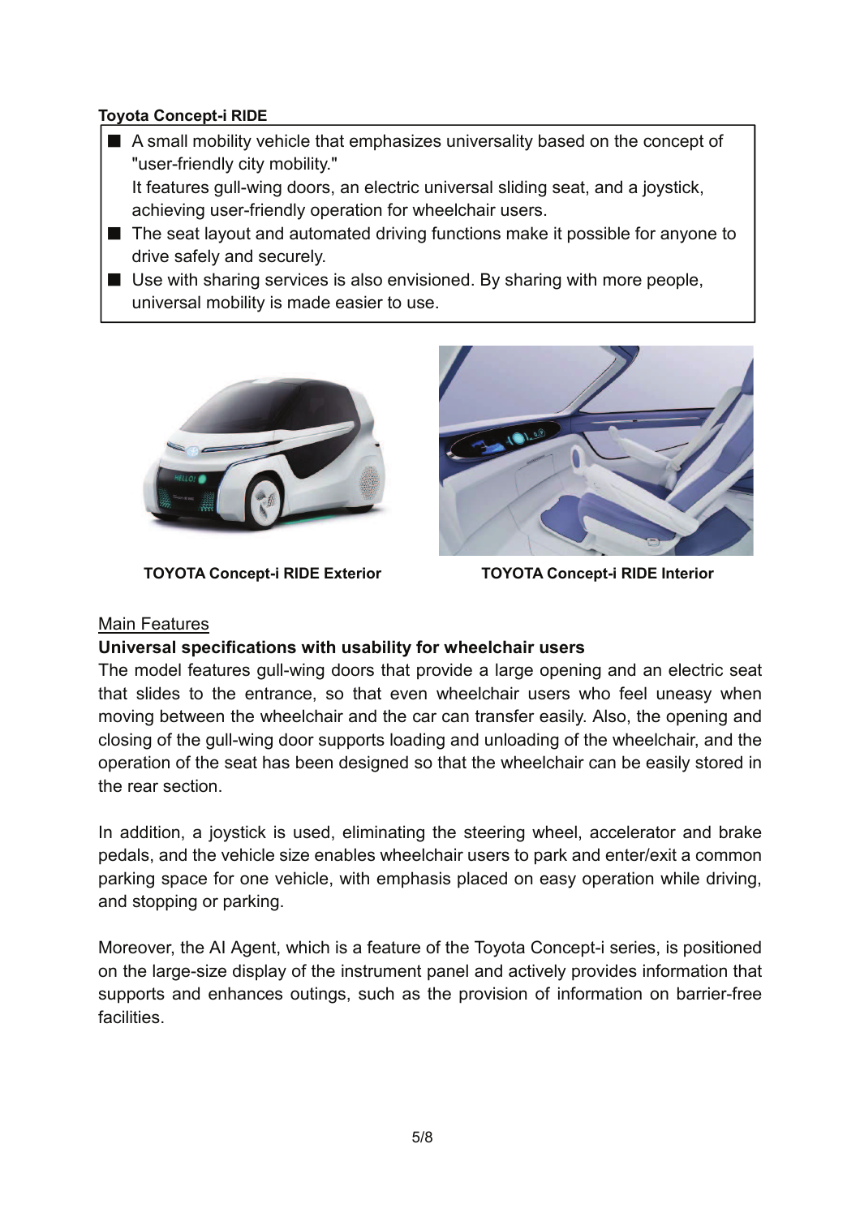**Toyota Concept-i RIDE**

- A small mobility vehicle that emphasizes universality based on the concept of "user-friendly city mobility."
  It features gull-wing doors, an electric universal sliding seat, and a joystick, achieving user-friendly operation for wheelchair users.
- The seat layout and automated driving functions make it possible for anyone to drive safely and securely.
- Use with sharing services is also envisioned. By sharing with more people, universal mobility is made easier to use.

**TOYOTA Concept-i RIDE Exterior**

**TOYOTA Concept-i RIDE Interior**

Main Features

**Universal specifications with usability for wheelchair users**

The model features gull-wing doors that provide a large opening and an electric seat that slides to the entrance, so that even wheelchair users who feel uneasy when moving between the wheelchair and the car can transfer easily. Also, the opening and closing of the gull-wing door supports loading and unloading of the wheelchair, and the operation of the seat has been designed so that the wheelchair can be easily stored in the rear section.

In addition, a joystick is used, eliminating the steering wheel, accelerator and brake pedals, and the vehicle size enables wheelchair users to park and enter/exit a common parking space for one vehicle, with emphasis placed on easy operation while driving, and stopping or parking.

Moreover, the AI Agent, which is a feature of the Toyota Concept-i series, is positioned on the large-size display of the instrument panel and actively provides information that supports and enhances outings, such as the provision of information on barrier-free facilities.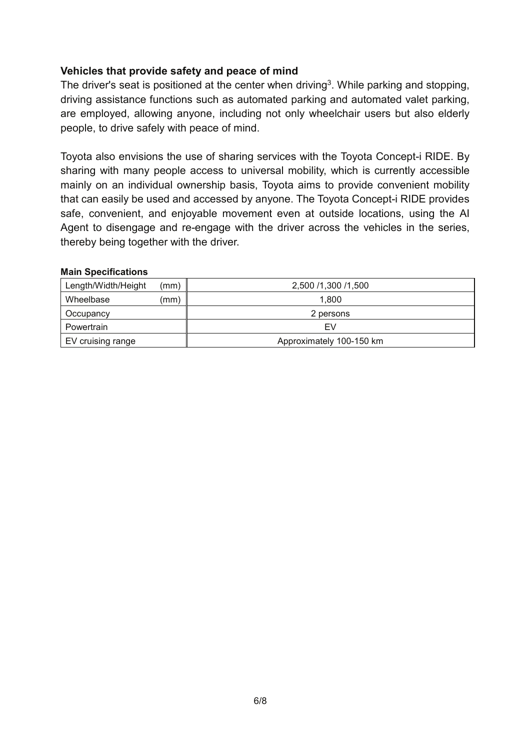### Vehicles that provide safety and peace of mind

The driver's seat is positioned at the center when driving[3]. While parking and stopping, driving assistance functions such as automated parking and automated valet parking, are employed, allowing anyone, including not only wheelchair users but also elderly people, to drive safely with peace of mind.

Toyota also envisions the use of sharing services with the Toyota Concept-i RIDE. By sharing with many people access to universal mobility, which is currently accessible mainly on an individual ownership basis, Toyota aims to provide convenient mobility that can easily be used and accessed by anyone. The Toyota Concept-i RIDE provides safe, convenient, and enjoyable movement even at outside locations, using the AI Agent to disengage and re-engage with the driver across the vehicles in the series, thereby being together with the driver.

**Main Specifications**

| | |
|---|---|
| Length/Width/Height (mm) | 2,500 /1,300 /1,500 |
| Wheelbase (mm) | 1,800 |
| Occupancy | 2 persons |
| Powertrain | EV |
| EV cruising range | Approximately 100-150 km |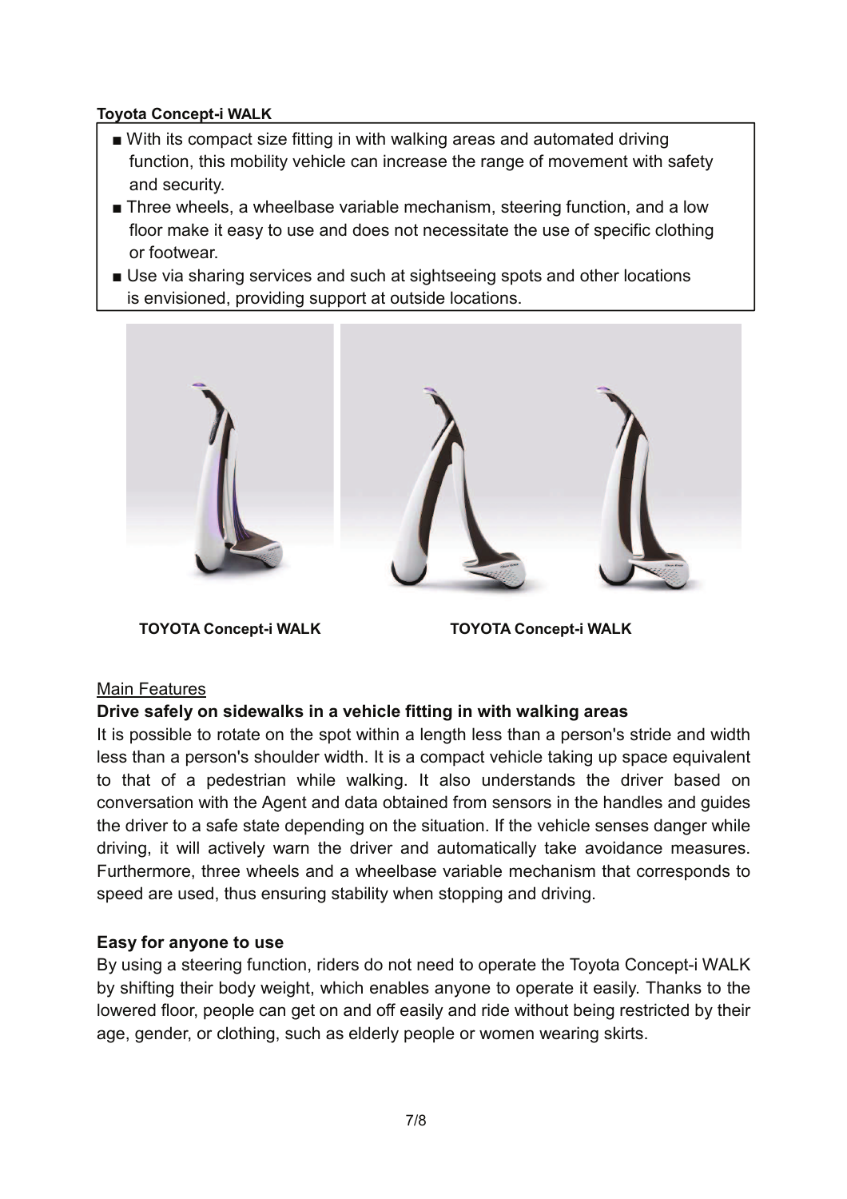**Toyota Concept-i WALK**

- With its compact size fitting in with walking areas and automated driving function, this mobility vehicle can increase the range of movement with safety and security.
- Three wheels, a wheelbase variable mechanism, steering function, and a low floor make it easy to use and does not necessitate the use of specific clothing or footwear.
- Use via sharing services and such at sightseeing spots and other locations is envisioned, providing support at outside locations.

**TOYOTA Concept-i WALK** **TOYOTA Concept-i WALK**

Main Features

**Drive safely on sidewalks in a vehicle fitting in with walking areas**

It is possible to rotate on the spot within a length less than a person's stride and width less than a person's shoulder width. It is a compact vehicle taking up space equivalent to that of a pedestrian while walking. It also understands the driver based on conversation with the Agent and data obtained from sensors in the handles and guides the driver to a safe state depending on the situation. If the vehicle senses danger while driving, it will actively warn the driver and automatically take avoidance measures. Furthermore, three wheels and a wheelbase variable mechanism that corresponds to speed are used, thus ensuring stability when stopping and driving.

**Easy for anyone to use**

By using a steering function, riders do not need to operate the Toyota Concept-i WALK by shifting their body weight, which enables anyone to operate it easily. Thanks to the lowered floor, people can get on and off easily and ride without being restricted by their age, gender, or clothing, such as elderly people or women wearing skirts.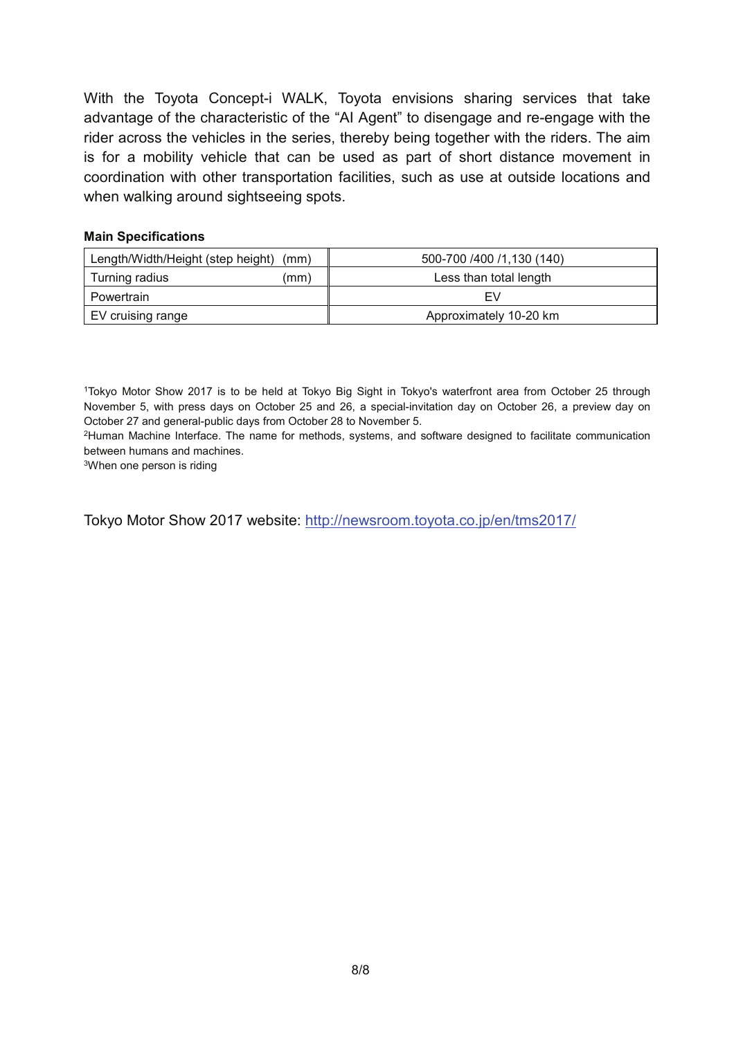With the Toyota Concept-i WALK, Toyota envisions sharing services that take advantage of the characteristic of the "AI Agent" to disengage and re-engage with the rider across the vehicles in the series, thereby being together with the riders. The aim is for a mobility vehicle that can be used as part of short distance movement in coordination with other transportation facilities, such as use at outside locations and when walking around sightseeing spots.

**Main Specifications**

| | |
|---|---|
| Length/Width/Height (step height) (mm) | 500-700 /400 /1,130 (140) |
| Turning radius (mm) | Less than total length |
| Powertrain | EV |
| EV cruising range | Approximately 10-20 km |

[1]Tokyo Motor Show 2017 is to be held at Tokyo Big Sight in Tokyo's waterfront area from October 25 through November 5, with press days on October 25 and 26, a special-invitation day on October 26, a preview day on October 27 and general-public days from October 28 to November 5.

[2]Human Machine Interface. The name for methods, systems, and software designed to facilitate communication between humans and machines.

[3]When one person is riding

Tokyo Motor Show 2017 website: http://newsroom.toyota.co.jp/en/tms2017/